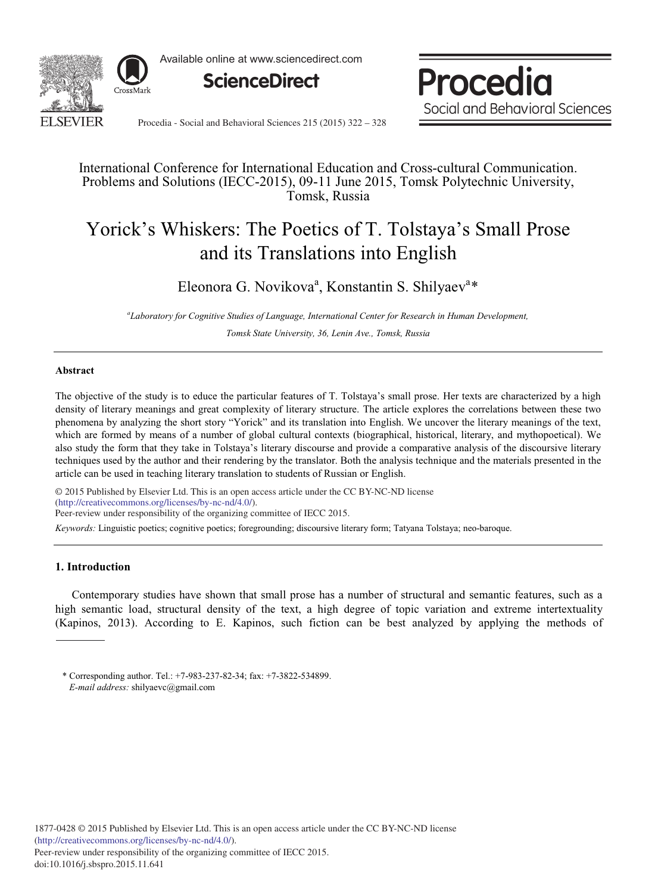International Conference for International Education and Cross-cultural Communication. Problems and Solutions (IECC-2015), 09-11 June 2015, Tomsk Polytechnic University, Tomsk, Russia

# Yorick's Whiskers: The Poetics of T. Tolstaya's Small Prose and its Translations into English

Eleonora G. Novikova[a], Konstantin S. Shilyaev[a]*

[a]*Laboratory for Cognitive Studies of Language, International Center for Research in Human Development, Tomsk State University, 36, Lenin Ave., Tomsk, Russia*

---

### Abstract

The objective of the study is to educe the particular features of T. Tolstaya's small prose. Her texts are characterized by a high density of literary meanings and great complexity of literary structure. The article explores the correlations between these two phenomena by analyzing the short story "Yorick" and its translation into English. We uncover the literary meanings of the text, which are formed by means of a number of global cultural contexts (biographical, historical, literary, and mythopoetical). We also study the form that they take in Tolstaya's literary discourse and provide a comparative analysis of the discoursive literary techniques used by the author and their rendering by the translator. Both the analysis technique and the materials presented in the article can be used in teaching literary translation to students of Russian or English.

© 2015 Published by Elsevier Ltd. This is an open access article under the CC BY-NC-ND license (http://creativecommons.org/licenses/by-nc-nd/4.0/).
Peer-review under responsibility of the organizing committee of IECC 2015.

*Keywords:* Linguistic poetics; cognitive poetics; foregrounding; discoursive literary form; Tatyana Tolstaya; neo-baroque.

---

## 1. Introduction

Contemporary studies have shown that small prose has a number of structural and semantic features, such as a high semantic load, structural density of the text, a high degree of topic variation and extreme intertextuality (Kapinos, 2013). According to E. Kapinos, such fiction can be best analyzed by applying the methods of

---

\* Corresponding author. Tel.: +7-983-237-82-34; fax: +7-3822-534899.
*E-mail address:* shilyaevc@gmail.com

1877-0428 © 2015 Published by Elsevier Ltd. This is an open access article under the CC BY-NC-ND license (http://creativecommons.org/licenses/by-nc-nd/4.0/).
Peer-review under responsibility of the organizing committee of IECC 2015.
doi:10.1016/j.sbspro.2015.11.641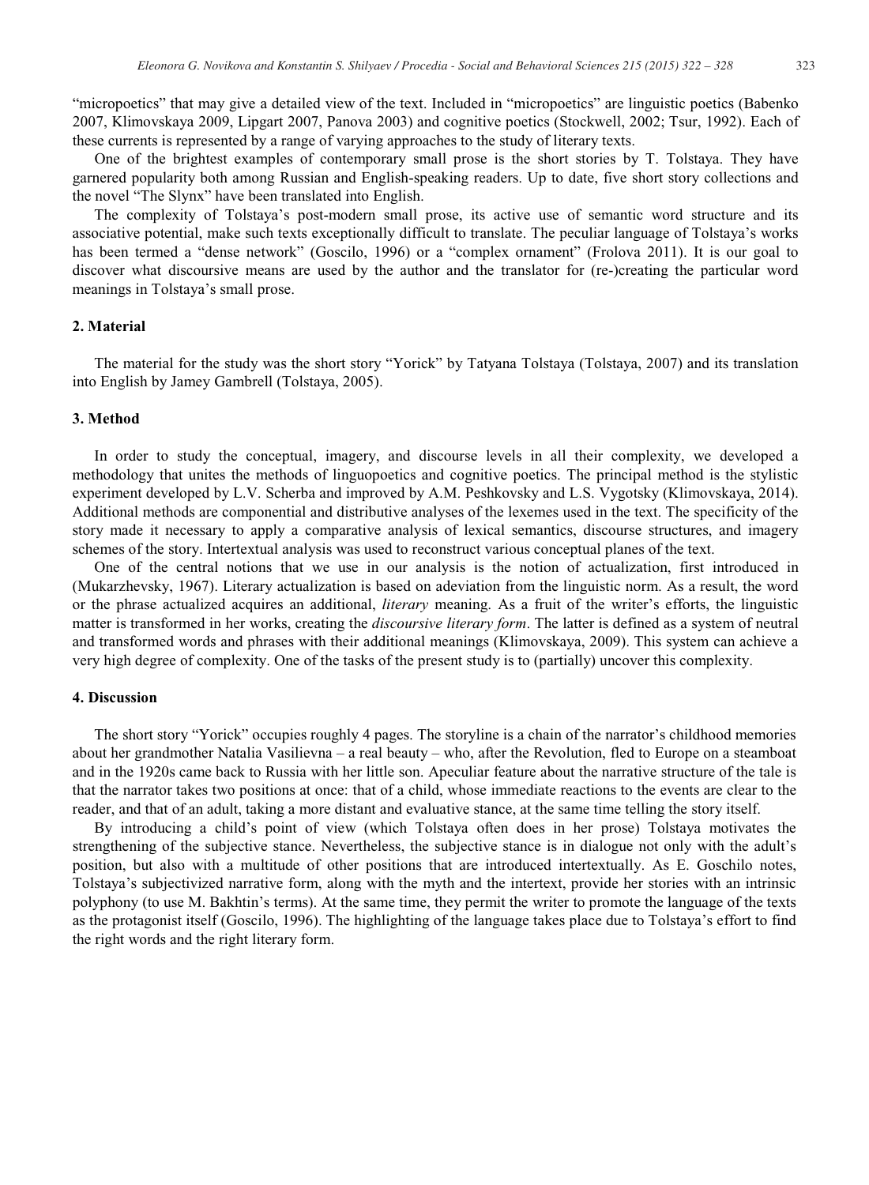"micropoetics" that may give a detailed view of the text. Included in "micropoetics" are linguistic poetics (Babenko 2007, Klimovskaya 2009, Lipgart 2007, Panova 2003) and cognitive poetics (Stockwell, 2002; Tsur, 1992). Each of these currents is represented by a range of varying approaches to the study of literary texts.

One of the brightest examples of contemporary small prose is the short stories by T. Tolstaya. They have garnered popularity both among Russian and English-speaking readers. Up to date, five short story collections and the novel "The Slynx" have been translated into English.

The complexity of Tolstaya's post-modern small prose, its active use of semantic word structure and its associative potential, make such texts exceptionally difficult to translate. The peculiar language of Tolstaya's works has been termed a "dense network" (Goscilo, 1996) or a "complex ornament" (Frolova 2011). It is our goal to discover what discoursive means are used by the author and the translator for (re-)creating the particular word meanings in Tolstaya's small prose.

## 2. Material

The material for the study was the short story "Yorick" by Tatyana Tolstaya (Tolstaya, 2007) and its translation into English by Jamey Gambrell (Tolstaya, 2005).

## 3. Method

In order to study the conceptual, imagery, and discourse levels in all their complexity, we developed a methodology that unites the methods of linguopoetics and cognitive poetics. The principal method is the stylistic experiment developed by L.V. Scherba and improved by A.M. Peshkovsky and L.S. Vygotsky (Klimovskaya, 2014). Additional methods are componential and distributive analyses of the lexemes used in the text. The specificity of the story made it necessary to apply a comparative analysis of lexical semantics, discourse structures, and imagery schemes of the story. Intertextual analysis was used to reconstruct various conceptual planes of the text.

One of the central notions that we use in our analysis is the notion of actualization, first introduced in (Mukarzhevsky, 1967). Literary actualization is based on adeviation from the linguistic norm. As a result, the word or the phrase actualized acquires an additional, *literary* meaning. As a fruit of the writer's efforts, the linguistic matter is transformed in her works, creating the *discoursive literary form*. The latter is defined as a system of neutral and transformed words and phrases with their additional meanings (Klimovskaya, 2009). This system can achieve a very high degree of complexity. One of the tasks of the present study is to (partially) uncover this complexity.

## 4. Discussion

The short story "Yorick" occupies roughly 4 pages. The storyline is a chain of the narrator's childhood memories about her grandmother Natalia Vasilievna – a real beauty – who, after the Revolution, fled to Europe on a steamboat and in the 1920s came back to Russia with her little son. Apeculiar feature about the narrative structure of the tale is that the narrator takes two positions at once: that of a child, whose immediate reactions to the events are clear to the reader, and that of an adult, taking a more distant and evaluative stance, at the same time telling the story itself.

By introducing a child's point of view (which Tolstaya often does in her prose) Tolstaya motivates the strengthening of the subjective stance. Nevertheless, the subjective stance is in dialogue not only with the adult's position, but also with a multitude of other positions that are introduced intertextually. As E. Goschilo notes, Tolstaya's subjectivized narrative form, along with the myth and the intertext, provide her stories with an intrinsic polyphony (to use M. Bakhtin's terms). At the same time, they permit the writer to promote the language of the texts as the protagonist itself (Goscilo, 1996). The highlighting of the language takes place due to Tolstaya's effort to find the right words and the right literary form.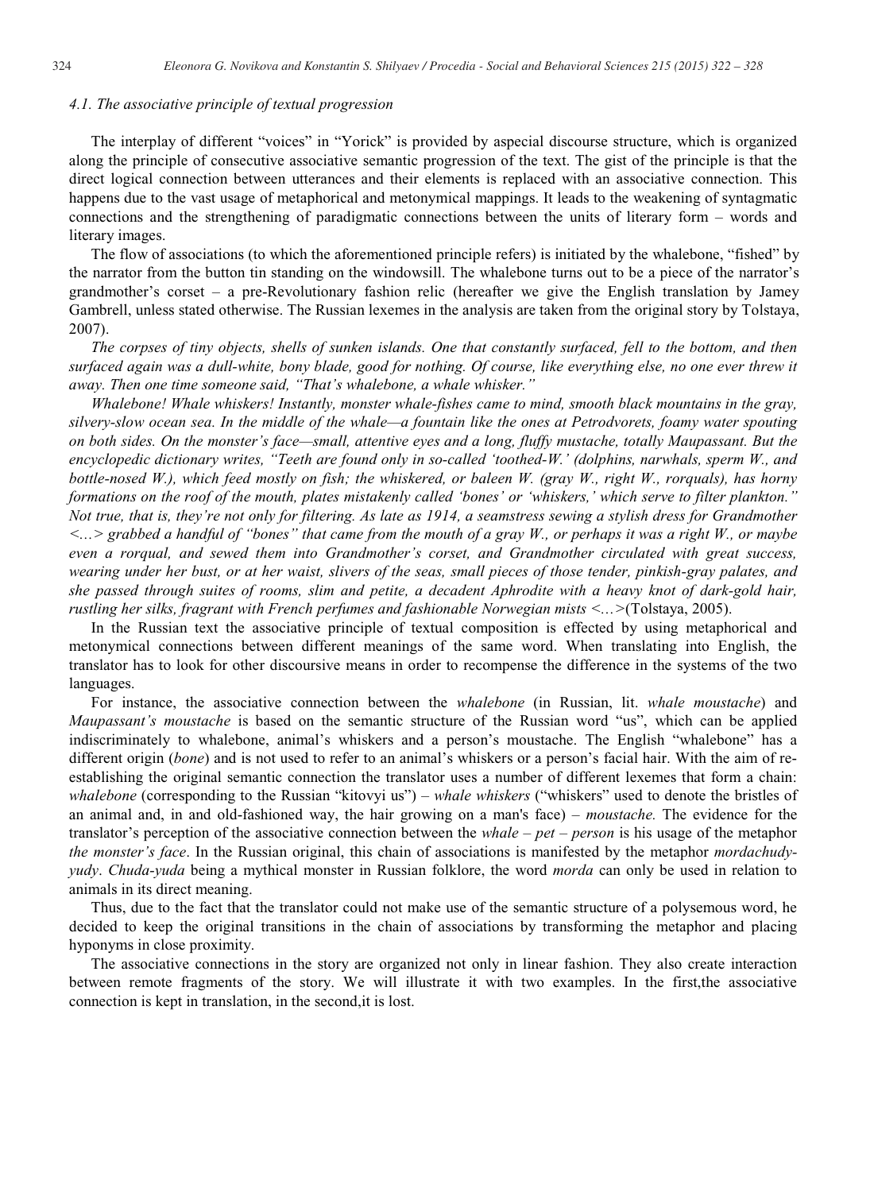### *4.1. The associative principle of textual progression*

The interplay of different "voices" in "Yorick" is provided by aspecial discourse structure, which is organized along the principle of consecutive associative semantic progression of the text. The gist of the principle is that the direct logical connection between utterances and their elements is replaced with an associative connection. This happens due to the vast usage of metaphorical and metonymical mappings. It leads to the weakening of syntagmatic connections and the strengthening of paradigmatic connections between the units of literary form – words and literary images.

The flow of associations (to which the aforementioned principle refers) is initiated by the whalebone, "fished" by the narrator from the button tin standing on the windowsill. The whalebone turns out to be a piece of the narrator's grandmother's corset – a pre-Revolutionary fashion relic (hereafter we give the English translation by Jamey Gambrell, unless stated otherwise. The Russian lexemes in the analysis are taken from the original story by Tolstaya, 2007).

*The corpses of tiny objects, shells of sunken islands. One that constantly surfaced, fell to the bottom, and then surfaced again was a dull-white, bony blade, good for nothing. Of course, like everything else, no one ever threw it away. Then one time someone said, "That's whalebone, a whale whisker."*

*Whalebone! Whale whiskers! Instantly, monster whale-fishes came to mind, smooth black mountains in the gray, silvery-slow ocean sea. In the middle of the whale—a fountain like the ones at Petrodvorets, foamy water spouting on both sides. On the monster's face—small, attentive eyes and a long, fluffy mustache, totally Maupassant. But the encyclopedic dictionary writes, "Teeth are found only in so-called 'toothed-W.' (dolphins, narwhals, sperm W., and bottle-nosed W.), which feed mostly on fish; the whiskered, or baleen W. (gray W., right W., rorquals), has horny formations on the roof of the mouth, plates mistakenly called 'bones' or 'whiskers,' which serve to filter plankton." Not true, that is, they're not only for filtering. As late as 1914, a seamstress sewing a stylish dress for Grandmother <…> grabbed a handful of "bones" that came from the mouth of a gray W., or perhaps it was a right W., or maybe even a rorqual, and sewed them into Grandmother's corset, and Grandmother circulated with great success, wearing under her bust, or at her waist, slivers of the seas, small pieces of those tender, pinkish-gray palates, and she passed through suites of rooms, slim and petite, a decadent Aphrodite with a heavy knot of dark-gold hair, rustling her silks, fragrant with French perfumes and fashionable Norwegian mists <…>*(Tolstaya, 2005).

In the Russian text the associative principle of textual composition is effected by using metaphorical and metonymical connections between different meanings of the same word. When translating into English, the translator has to look for other discoursive means in order to recompense the difference in the systems of the two languages.

For instance, the associative connection between the *whalebone* (in Russian, lit. *whale moustache*) and *Maupassant's moustache* is based on the semantic structure of the Russian word "us", which can be applied indiscriminately to whalebone, animal's whiskers and a person's moustache. The English "whalebone" has a different origin (*bone*) and is not used to refer to an animal's whiskers or a person's facial hair. With the aim of re-establishing the original semantic connection the translator uses a number of different lexemes that form a chain: *whalebone* (corresponding to the Russian "kitovyi us") – *whale whiskers* ("whiskers" used to denote the bristles of an animal and, in and old-fashioned way, the hair growing on a man's face) – *moustache.* The evidence for the translator's perception of the associative connection between the *whale – pet – person* is his usage of the metaphor *the monster's face*. In the Russian original, this chain of associations is manifested by the metaphor *mordachudy-yudy*. *Chuda-yuda* being a mythical monster in Russian folklore, the word *morda* can only be used in relation to animals in its direct meaning.

Thus, due to the fact that the translator could not make use of the semantic structure of a polysemous word, he decided to keep the original transitions in the chain of associations by transforming the metaphor and placing hyponyms in close proximity.

The associative connections in the story are organized not only in linear fashion. They also create interaction between remote fragments of the story. We will illustrate it with two examples. In the first,the associative connection is kept in translation, in the second,it is lost.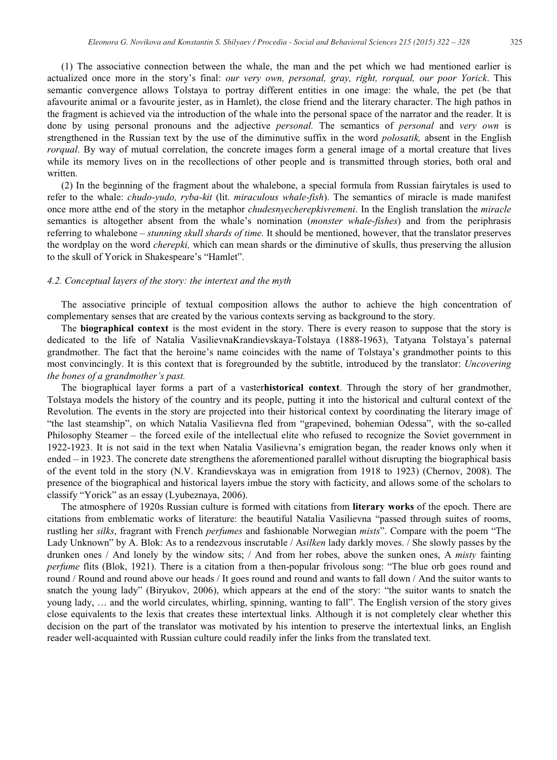(1) The associative connection between the whale, the man and the pet which we had mentioned earlier is actualized once more in the story's final: *our very own, personal, gray, right, rorqual, our poor Yorick*. This semantic convergence allows Tolstaya to portray different entities in one image: the whale, the pet (be that afavourite animal or a favourite jester, as in Hamlet), the close friend and the literary character. The high pathos in the fragment is achieved via the introduction of the whale into the personal space of the narrator and the reader. It is done by using personal pronouns and the adjective *personal.* The semantics of *personal* and *very own* is strengthened in the Russian text by the use of the diminutive suffix in the word *polosatik,* absent in the English *rorqual*. By way of mutual correlation, the concrete images form a general image of a mortal creature that lives while its memory lives on in the recollections of other people and is transmitted through stories, both oral and written.

(2) In the beginning of the fragment about the whalebone, a special formula from Russian fairytales is used to refer to the whale: *chudo-yudo, ryba-kit* (lit. *miraculous whale-fish*). The semantics of miracle is made manifest once more atthe end of the story in the metaphor *chudesnyecherepkivremeni*. In the English translation the *miracle* semantics is altogether absent from the whale's nomination (*monster whale-fishes*) and from the periphrasis referring to whalebone – *stunning skull shards of time.* It should be mentioned, however, that the translator preserves the wordplay on the word *cherepki,* which can mean shards or the diminutive of skulls, thus preserving the allusion to the skull of Yorick in Shakespeare's "Hamlet".

### *4.2. Conceptual layers of the story: the intertext and the myth*

The associative principle of textual composition allows the author to achieve the high concentration of complementary senses that are created by the various contexts serving as background to the story.

The **biographical context** is the most evident in the story. There is every reason to suppose that the story is dedicated to the life of Natalia VasilievnaKrandievskaya-Tolstaya (1888-1963), Tatyana Tolstaya's paternal grandmother. The fact that the heroine's name coincides with the name of Tolstaya's grandmother points to this most convincingly. It is this context that is foregrounded by the subtitle, introduced by the translator: *Uncovering the bones of a grandmother's past.*

The biographical layer forms a part of a vaster**historical context**. Through the story of her grandmother, Tolstaya models the history of the country and its people, putting it into the historical and cultural context of the Revolution. The events in the story are projected into their historical context by coordinating the literary image of "the last steamship", on which Natalia Vasilievna fled from "grapevined, bohemian Odessa", with the so-called Philosophy Steamer – the forced exile of the intellectual elite who refused to recognize the Soviet government in 1922-1923. It is not said in the text when Natalia Vasilievna's emigration began, the reader knows only when it ended – in 1923. The concrete date strengthens the aforementioned parallel without disrupting the biographical basis of the event told in the story (N.V. Krandievskaya was in emigration from 1918 to 1923) (Chernov, 2008). The presence of the biographical and historical layers imbue the story with facticity, and allows some of the scholars to classify "Yorick" as an essay (Lyubeznaya, 2006).

The atmosphere of 1920s Russian culture is formed with citations from **literary works** of the epoch. There are citations from emblematic works of literature: the beautiful Natalia Vasilievna "passed through suites of rooms, rustling her *silks*, fragrant with French *perfumes* and fashionable Norwegian *mists*". Compare with the poem "The Lady Unknown" by A. Blok: As to a rendezvous inscrutable / A*silken* lady darkly moves. / She slowly passes by the drunken ones / And lonely by the window sits; / And from her robes, above the sunken ones, A *misty* fainting *perfume* flits (Blok, 1921). There is a citation from a then-popular frivolous song: "The blue orb goes round and round / Round and round above our heads / It goes round and round and wants to fall down / And the suitor wants to snatch the young lady" (Biryukov, 2006), which appears at the end of the story: "the suitor wants to snatch the young lady, … and the world circulates, whirling, spinning, wanting to fall". The English version of the story gives close equivalents to the lexis that creates these intertextual links. Although it is not completely clear whether this decision on the part of the translator was motivated by his intention to preserve the intertextual links, an English reader well-acquainted with Russian culture could readily infer the links from the translated text.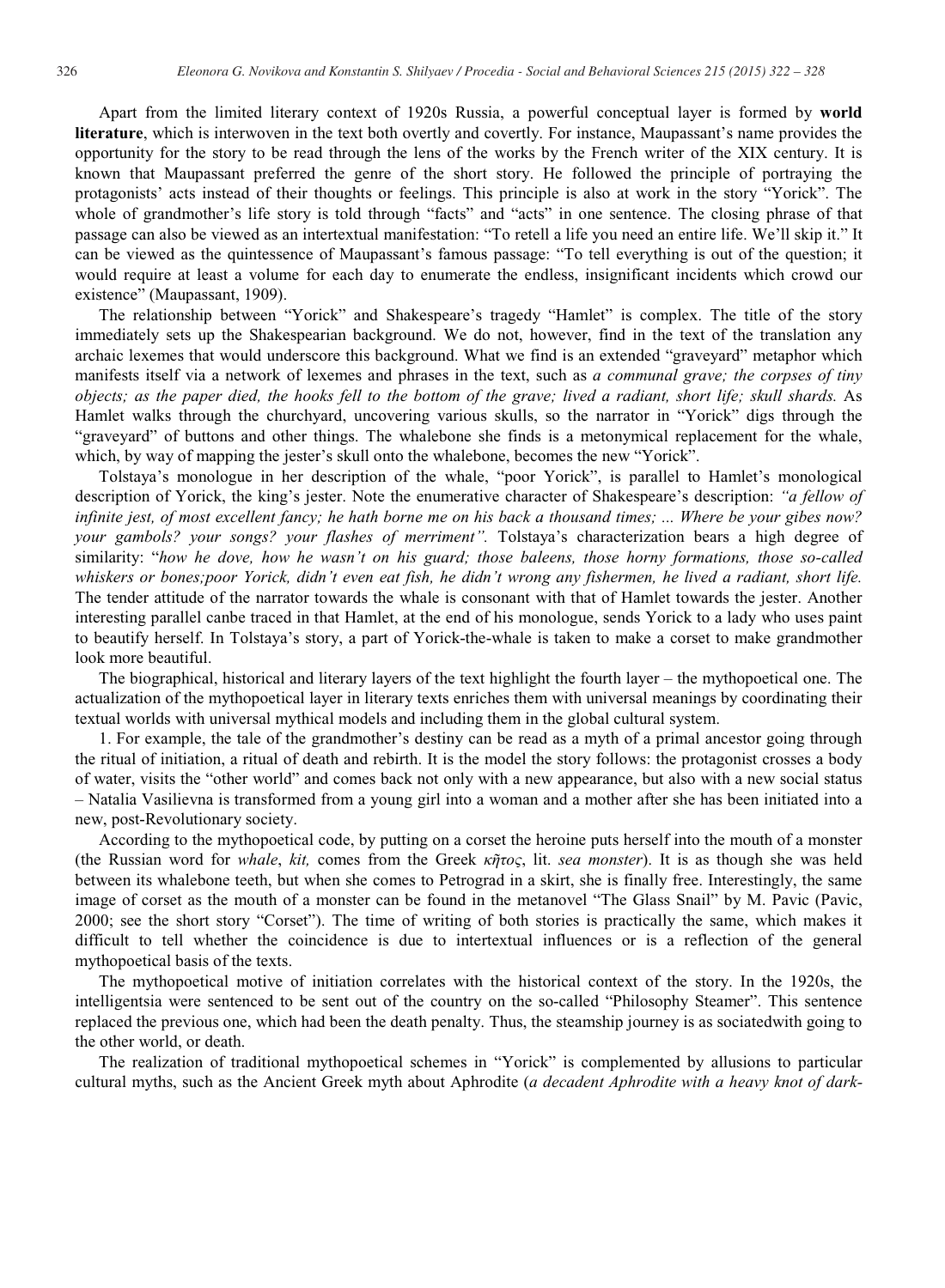Apart from the limited literary context of 1920s Russia, a powerful conceptual layer is formed by **world literature**, which is interwoven in the text both overtly and covertly. For instance, Maupassant's name provides the opportunity for the story to be read through the lens of the works by the French writer of the XIX century. It is known that Maupassant preferred the genre of the short story. He followed the principle of portraying the protagonists' acts instead of their thoughts or feelings. This principle is also at work in the story "Yorick". The whole of grandmother's life story is told through "facts" and "acts" in one sentence. The closing phrase of that passage can also be viewed as an intertextual manifestation: "To retell a life you need an entire life. We'll skip it." It can be viewed as the quintessence of Maupassant's famous passage: "To tell everything is out of the question; it would require at least a volume for each day to enumerate the endless, insignificant incidents which crowd our existence" (Maupassant, 1909).

The relationship between "Yorick" and Shakespeare's tragedy "Hamlet" is complex. The title of the story immediately sets up the Shakespearian background. We do not, however, find in the text of the translation any archaic lexemes that would underscore this background. What we find is an extended "graveyard" metaphor which manifests itself via a network of lexemes and phrases in the text, such as *a communal grave; the corpses of tiny objects; as the paper died, the hooks fell to the bottom of the grave; lived a radiant, short life; skull shards.* As Hamlet walks through the churchyard, uncovering various skulls, so the narrator in "Yorick" digs through the "graveyard" of buttons and other things. The whalebone she finds is a metonymical replacement for the whale, which, by way of mapping the jester's skull onto the whalebone, becomes the new "Yorick".

Tolstaya's monologue in her description of the whale, "poor Yorick", is parallel to Hamlet's monological description of Yorick, the king's jester. Note the enumerative character of Shakespeare's description: *"a fellow of infinite jest, of most excellent fancy; he hath borne me on his back a thousand times; ... Where be your gibes now? your gambols? your songs? your flashes of merriment".* Tolstaya's characterization bears a high degree of similarity: "*how he dove, how he wasn't on his guard; those baleens, those horny formations, those so-called whiskers or bones;poor Yorick, didn't even eat fish, he didn't wrong any fishermen, he lived a radiant, short life.* The tender attitude of the narrator towards the whale is consonant with that of Hamlet towards the jester. Another interesting parallel canbe traced in that Hamlet, at the end of his monologue, sends Yorick to a lady who uses paint to beautify herself. In Tolstaya's story, a part of Yorick-the-whale is taken to make a corset to make grandmother look more beautiful.

The biographical, historical and literary layers of the text highlight the fourth layer – the mythopoetical one. The actualization of the mythopoetical layer in literary texts enriches them with universal meanings by coordinating their textual worlds with universal mythical models and including them in the global cultural system.

1. For example, the tale of the grandmother's destiny can be read as a myth of a primal ancestor going through the ritual of initiation, a ritual of death and rebirth. It is the model the story follows: the protagonist crosses a body of water, visits the "other world" and comes back not only with a new appearance, but also with a new social status – Natalia Vasilievna is transformed from a young girl into a woman and a mother after she has been initiated into a new, post-Revolutionary society.

According to the mythopoetical code, by putting on a corset the heroine puts herself into the mouth of a monster (the Russian word for *whale*, *kit,* comes from the Greek *κῆτος*, lit. *sea monster*). It is as though she was held between its whalebone teeth, but when she comes to Petrograd in a skirt, she is finally free. Interestingly, the same image of corset as the mouth of a monster can be found in the metanovel "The Glass Snail" by M. Pavic (Pavic, 2000; see the short story "Corset"). The time of writing of both stories is practically the same, which makes it difficult to tell whether the coincidence is due to intertextual influences or is a reflection of the general mythopoetical basis of the texts.

The mythopoetical motive of initiation correlates with the historical context of the story. In the 1920s, the intelligentsia were sentenced to be sent out of the country on the so-called "Philosophy Steamer". This sentence replaced the previous one, which had been the death penalty. Thus, the steamship journey is as sociatedwith going to the other world, or death.

The realization of traditional mythopoetical schemes in "Yorick" is complemented by allusions to particular cultural myths, such as the Ancient Greek myth about Aphrodite (*a decadent Aphrodite with a heavy knot of dark-*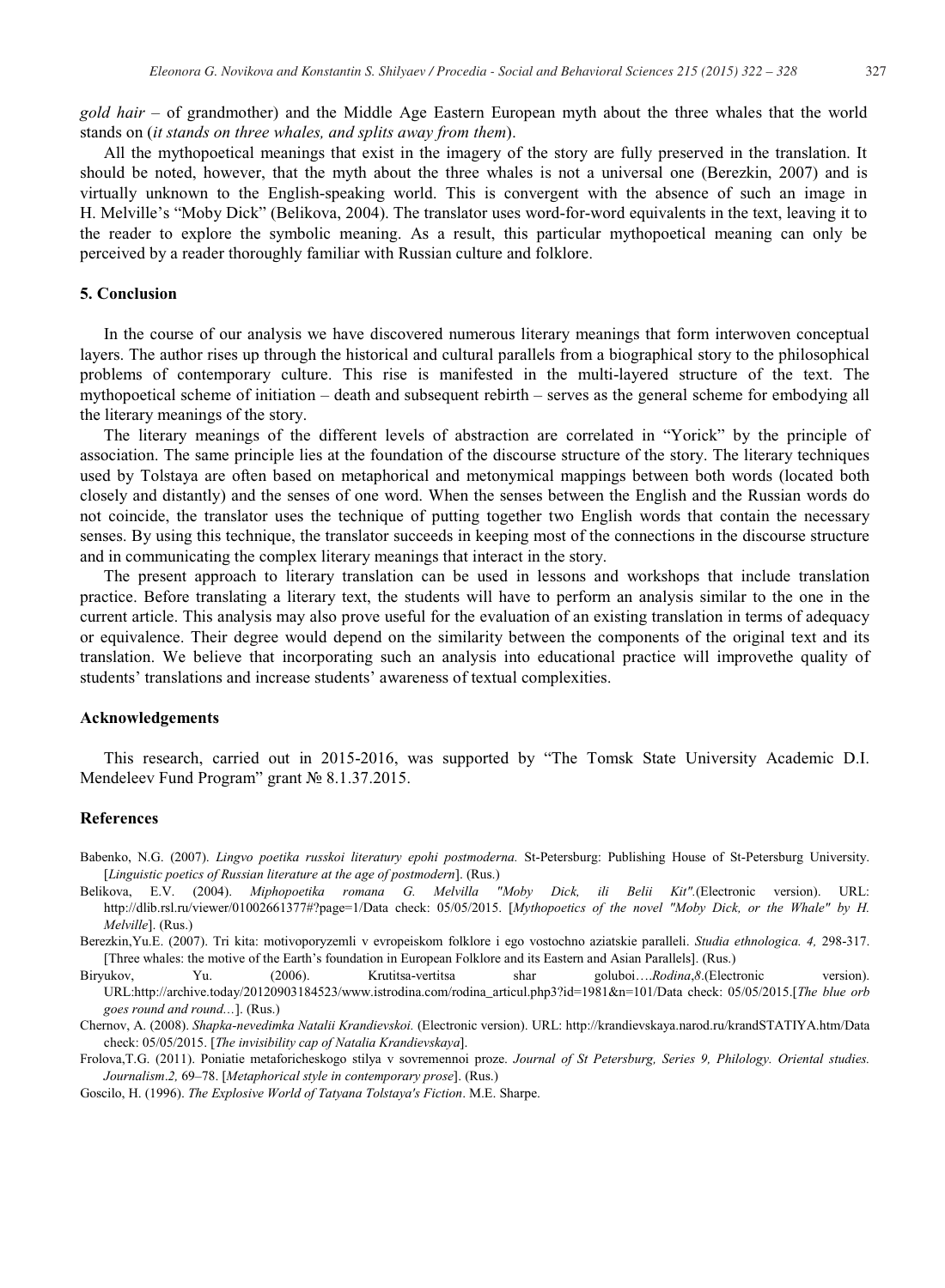*gold hair* – of grandmother) and the Middle Age Eastern European myth about the three whales that the world stands on (*it stands on three whales, and splits away from them*).

All the mythopoetical meanings that exist in the imagery of the story are fully preserved in the translation. It should be noted, however, that the myth about the three whales is not a universal one (Berezkin, 2007) and is virtually unknown to the English-speaking world. This is convergent with the absence of such an image in H. Melville's "Moby Dick" (Belikova, 2004). The translator uses word-for-word equivalents in the text, leaving it to the reader to explore the symbolic meaning. As a result, this particular mythopoetical meaning can only be perceived by a reader thoroughly familiar with Russian culture and folklore.

## 5. Conclusion

In the course of our analysis we have discovered numerous literary meanings that form interwoven conceptual layers. The author rises up through the historical and cultural parallels from a biographical story to the philosophical problems of contemporary culture. This rise is manifested in the multi-layered structure of the text. The mythopoetical scheme of initiation – death and subsequent rebirth – serves as the general scheme for embodying all the literary meanings of the story.

The literary meanings of the different levels of abstraction are correlated in "Yorick" by the principle of association. The same principle lies at the foundation of the discourse structure of the story. The literary techniques used by Tolstaya are often based on metaphorical and metonymical mappings between both words (located both closely and distantly) and the senses of one word. When the senses between the English and the Russian words do not coincide, the translator uses the technique of putting together two English words that contain the necessary senses. By using this technique, the translator succeeds in keeping most of the connections in the discourse structure and in communicating the complex literary meanings that interact in the story.

The present approach to literary translation can be used in lessons and workshops that include translation practice. Before translating a literary text, the students will have to perform an analysis similar to the one in the current article. This analysis may also prove useful for the evaluation of an existing translation in terms of adequacy or equivalence. Their degree would depend on the similarity between the components of the original text and its translation. We believe that incorporating such an analysis into educational practice will improvethe quality of students' translations and increase students' awareness of textual complexities.

## Acknowledgements

This research, carried out in 2015-2016, was supported by "The Tomsk State University Academic D.I. Mendeleev Fund Program" grant № 8.1.37.2015.

## References

Babenko, N.G. (2007). *Lingvo poetika russkoi literatury epohi postmoderna.* St-Petersburg: Publishing House of St-Petersburg University. [*Linguistic poetics of Russian literature at the age of postmodern*]. (Rus.)

Belikova, E.V. (2004). *Miphopoetika romana G. Melvilla "Moby Dick, ili Belii Kit".*(Electronic version). URL: http://dlib.rsl.ru/viewer/01002661377#?page=1/Data check: 05/05/2015. [*Mythopoetics of the novel "Moby Dick, or the Whale" by H. Melville*]. (Rus.)

Berezkin,Yu.E. (2007). Tri kita: motivoporyzemli v evropeiskom folklore i ego vostochno aziatskie paralleli. *Studia ethnologica. 4,* 298-317. [Three whales: the motive of the Earth's foundation in European Folklore and its Eastern and Asian Parallels]. (Rus.)

Biryukov, Yu. (2006). Krutitsa-vertitsa shar goluboi….*Rodina*,*8*.(Electronic version). URL:http://archive.today/20120903184523/www.istrodina.com/rodina_articul.php3?id=1981&n=101/Data check: 05/05/2015.[*The blue orb goes round and round…*]. (Rus.)

Chernov, A. (2008). *Shapka-nevedimka Natalii Krandievskoi.* (Electronic version). URL: http://krandievskaya.narod.ru/krandSTATIYA.htm/Data check: 05/05/2015. [*The invisibility cap of Natalia Krandievskaya*].

Frolova,T.G. (2011). Poniatie metaforicheskogo stilya v sovremennoi proze. *Journal of St Petersburg, Series 9, Philology. Oriental studies. Journalism.2,* 69–78. [*Metaphorical style in contemporary prose*]. (Rus.)

Goscilo, H. (1996). *The Explosive World of Tatyana Tolstaya's Fiction*. M.E. Sharpe.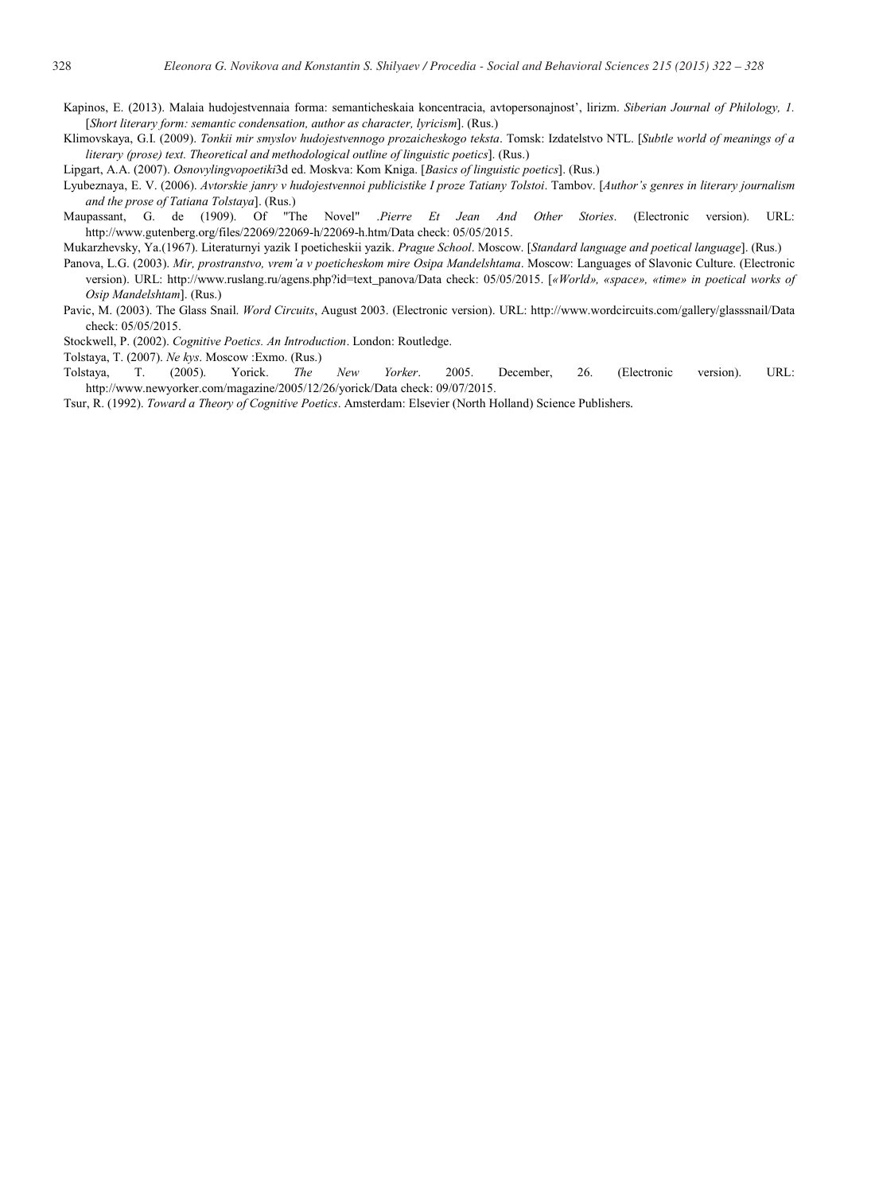Kapinos, E. (2013). Malaia hudojestvennaia forma: semanticheskaia koncentracia, avtopersonajnost', lirizm. *Siberian Journal of Philology, 1.* [*Short literary form: semantic condensation, author as character, lyricism*]. (Rus.)

Klimovskaya, G.I. (2009). *Tonkii mir smyslov hudojestvennogo prozaicheskogo teksta*. Tomsk: Izdatelstvo NTL. [*Subtle world of meanings of a literary (prose) text. Theoretical and methodological outline of linguistic poetics*]. (Rus.)

Lipgart, A.A. (2007). *Osnovylingvopoetiki*3d ed. Moskva: Kom Kniga. [*Basics of linguistic poetics*]. (Rus.)

Lyubeznaya, E. V. (2006). *Avtorskie janry v hudojestvennoi publicistike I proze Tatiany Tolstoi*. Tambov. [*Author's genres in literary journalism and the prose of Tatiana Tolstaya*]. (Rus.)

Maupassant, G. de (1909). Of "The Novel" .*Pierre Et Jean And Other Stories*. (Electronic version). URL: http://www.gutenberg.org/files/22069/22069-h/22069-h.htm/Data check: 05/05/2015.

Mukarzhevsky, Ya.(1967). Literaturnyi yazik I poeticheskii yazik. *Prague School*. Moscow. [*Standard language and poetical language*]. (Rus.)

Panova, L.G. (2003). *Mir, prostranstvo, vrem'a v poeticheskom mire Osipa Mandelshtama*. Moscow: Languages of Slavonic Culture. (Electronic version). URL: http://www.ruslang.ru/agens.php?id=text_panova/Data check: 05/05/2015. [*«World», «space», «time» in poetical works of Osip Mandelshtam*]. (Rus.)

Pavic, M. (2003). The Glass Snail. *Word Circuits*, August 2003. (Electronic version). URL: http://www.wordcircuits.com/gallery/glasssnail/Data check: 05/05/2015.

Stockwell, P. (2002). *Cognitive Poetics. An Introduction*. London: Routledge.

Tolstaya, T. (2007). *Ne kys*. Moscow :Exmo. (Rus.)

Tolstaya, T. (2005). Yorick. *The New Yorker*. 2005. December, 26. (Electronic version). URL: http://www.newyorker.com/magazine/2005/12/26/yorick/Data check: 09/07/2015.

Tsur, R. (1992). *Toward a Theory of Cognitive Poetics*. Amsterdam: Elsevier (North Holland) Science Publishers.